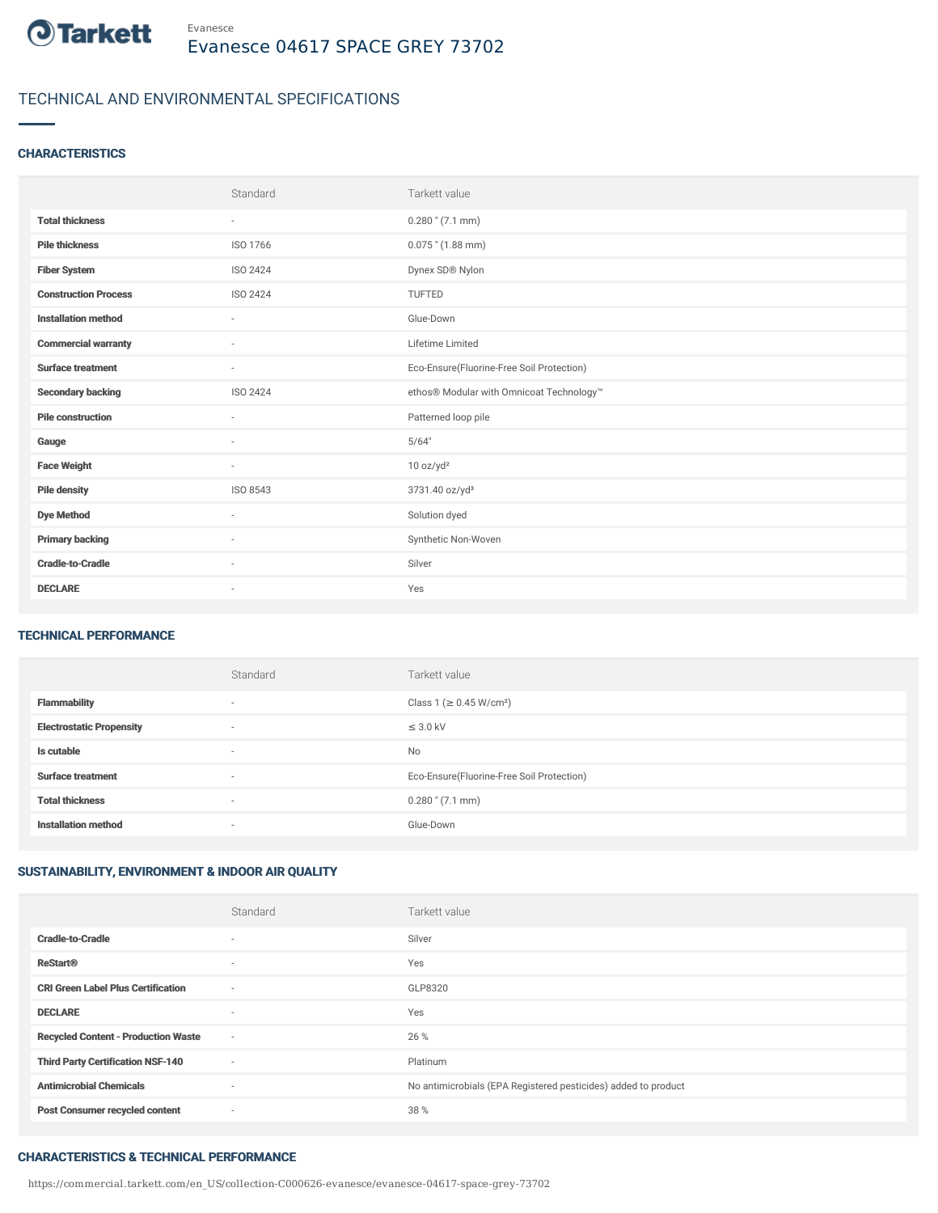Tarkett

Evanesce

# Evanesce 04617 SPACE GREY 73702

## TECHNICAL AND ENVIRONMENTAL SPECIFICATIONS

### CHARACTERISTICS

| | Standard | Tarkett value |
|---|---|---|
| **Total thickness** | - | 0.280 " (7.1 mm) |
| **Pile thickness** | ISO 1766 | 0.075 " (1.88 mm) |
| **Fiber System** | ISO 2424 | Dynex SD® Nylon |
| **Construction Process** | ISO 2424 | TUFTED |
| **Installation method** | - | Glue-Down |
| **Commercial warranty** | - | Lifetime Limited |
| **Surface treatment** | - | Eco-Ensure(Fluorine-Free Soil Protection) |
| **Secondary backing** | ISO 2424 | ethos® Modular with Omnicoat Technology™ |
| **Pile construction** | - | Patterned loop pile |
| **Gauge** | - | 5/64" |
| **Face Weight** | - | 10 oz/yd² |
| **Pile density** | ISO 8543 | 3731.40 oz/yd³ |
| **Dye Method** | - | Solution dyed |
| **Primary backing** | - | Synthetic Non-Woven |
| **Cradle-to-Cradle** | - | Silver |
| **DECLARE** | - | Yes |

### TECHNICAL PERFORMANCE

| | Standard | Tarkett value |
|---|---|---|
| **Flammability** | - | Class 1 (≥ 0.45 W/cm²) |
| **Electrostatic Propensity** | - | ≤ 3.0 kV |
| **Is cutable** | - | No |
| **Surface treatment** | - | Eco-Ensure(Fluorine-Free Soil Protection) |
| **Total thickness** | - | 0.280 " (7.1 mm) |
| **Installation method** | - | Glue-Down |

### SUSTAINABILITY, ENVIRONMENT & INDOOR AIR QUALITY

| | Standard | Tarkett value |
|---|---|---|
| **Cradle-to-Cradle** | - | Silver |
| **ReStart®** | - | Yes |
| **CRI Green Label Plus Certification** | - | GLP8320 |
| **DECLARE** | - | Yes |
| **Recycled Content - Production Waste** | - | 26 % |
| **Third Party Certification NSF-140** | - | Platinum |
| **Antimicrobial Chemicals** | - | No antimicrobials (EPA Registered pesticides) added to product |
| **Post Consumer recycled content** | - | 38 % |

### CHARACTERISTICS & TECHNICAL PERFORMANCE

https://commercial.tarkett.com/en_US/collection-C000626-evanesce/evanesce-04617-space-grey-73702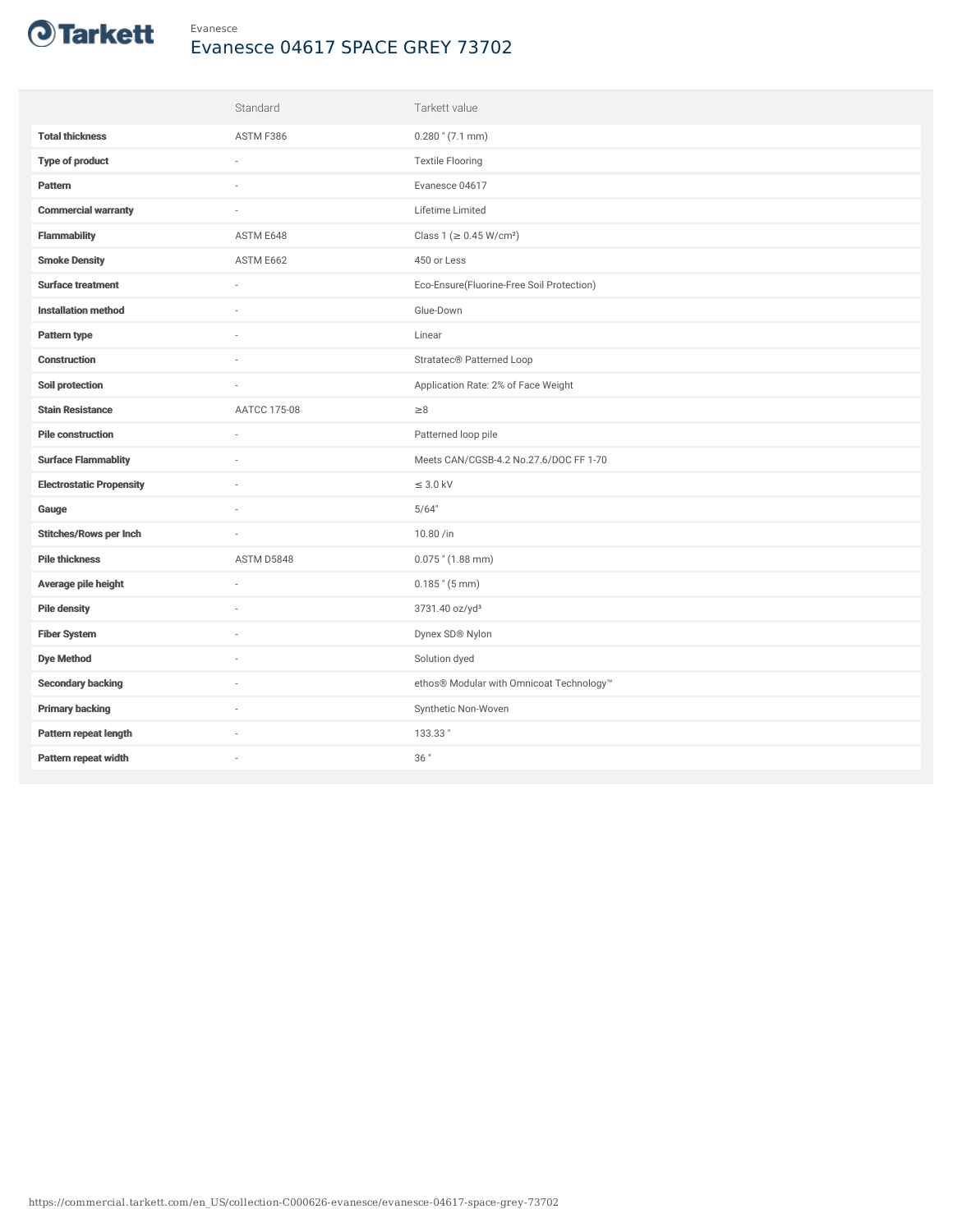Evanesce

# Evanesce 04617 SPACE GREY 73702

| | Standard | Tarkett value |
|---|---|---|
| **Total thickness** | ASTM F386 | 0.280 " (7.1 mm) |
| **Type of product** | - | Textile Flooring |
| **Pattern** | - | Evanesce 04617 |
| **Commercial warranty** | - | Lifetime Limited |
| **Flammability** | ASTM E648 | Class 1 (≥ 0.45 W/cm²) |
| **Smoke Density** | ASTM E662 | 450 or Less |
| **Surface treatment** | - | Eco-Ensure(Fluorine-Free Soil Protection) |
| **Installation method** | - | Glue-Down |
| **Pattern type** | - | Linear |
| **Construction** | - | Stratatec® Patterned Loop |
| **Soil protection** | - | Application Rate: 2% of Face Weight |
| **Stain Resistance** | AATCC 175-08 | ≥8 |
| **Pile construction** | - | Patterned loop pile |
| **Surface Flammablity** | - | Meets CAN/CGSB-4.2 No.27.6/DOC FF 1-70 |
| **Electrostatic Propensity** | - | ≤ 3.0 kV |
| **Gauge** | - | 5/64" |
| **Stitches/Rows per Inch** | - | 10.80 /in |
| **Pile thickness** | ASTM D5848 | 0.075 " (1.88 mm) |
| **Average pile height** | - | 0.185 " (5 mm) |
| **Pile density** | - | 3731.40 oz/yd³ |
| **Fiber System** | - | Dynex SD® Nylon |
| **Dye Method** | - | Solution dyed |
| **Secondary backing** | - | ethos® Modular with Omnicoat Technology™ |
| **Primary backing** | - | Synthetic Non-Woven |
| **Pattern repeat length** | - | 133.33 " |
| **Pattern repeat width** | - | 36 " |